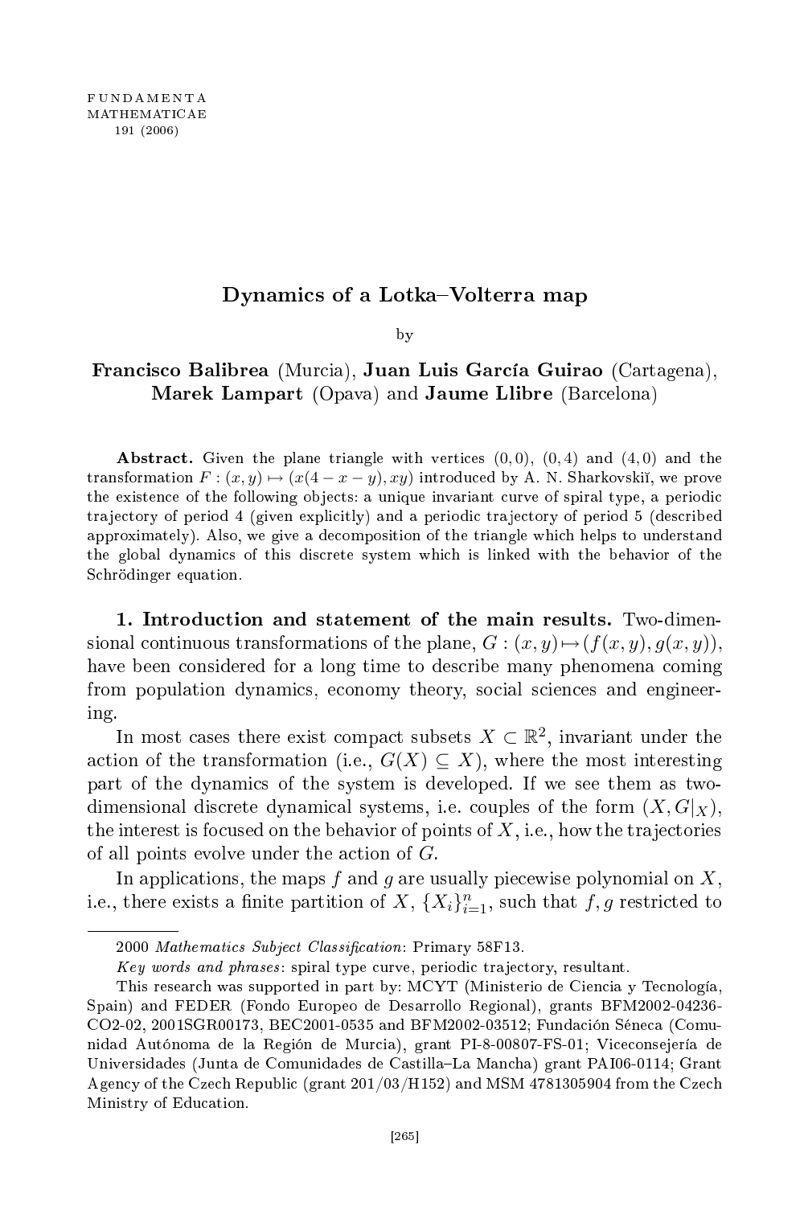# Dynamics of a Lotka–Volterra map

by

**Francisco Balibrea** (Murcia), **Juan Luis García Guirao** (Cartagena), **Marek Lampart** (Opava) and **Jaume Llibre** (Barcelona)

**Abstract.** Given the plane triangle with vertices $(0,0)$, $(0,4)$ and $(4,0)$ and the transformation $F : (x,y) \mapsto (x(4-x-y), xy)$ introduced by A. N. Sharkovskiĭ, we prove the existence of the following objects: a unique invariant curve of spiral type, a periodic trajectory of period 4 (given explicitly) and a periodic trajectory of period 5 (described approximately). Also, we give a decomposition of the triangle which helps to understand the global dynamics of this discrete system which is linked with the behavior of the Schrödinger equation.

**1. Introduction and statement of the main results.** Two-dimensional continuous transformations of the plane, $G : (x,y) \mapsto (f(x,y), g(x,y))$, have been considered for a long time to describe many phenomena coming from population dynamics, economy theory, social sciences and engineering.

In most cases there exist compact subsets $X \subset \mathbb{R}^2$, invariant under the action of the transformation (i.e., $G(X) \subseteq X$), where the most interesting part of the dynamics of the system is developed. If we see them as two-dimensional discrete dynamical systems, i.e. couples of the form $(X, G|_X)$, the interest is focused on the behavior of points of $X$, i.e., how the trajectories of all points evolve under the action of $G$.

In applications, the maps $f$ and $g$ are usually piecewise polynomial on $X$, i.e., there exists a finite partition of $X$, $\{X_i\}_{i=1}^n$, such that $f, g$ restricted to

---

2000 *Mathematics Subject Classification*: Primary 58F13.

*Key words and phrases*: spiral type curve, periodic trajectory, resultant.

This research was supported in part by: MCYT (Ministerio de Ciencia y Tecnología, Spain) and FEDER (Fondo Europeo de Desarrollo Regional), grants BFM2002-04236-CO2-02, 2001SGR00173, BEC2001-0535 and BFM2002-03512; Fundación Séneca (Comunidad Autónoma de la Región de Murcia), grant PI-8-00807-FS-01; Viceconsejería de Universidades (Junta de Comunidades de Castilla–La Mancha) grant PAI06-0114; Grant Agency of the Czech Republic (grant 201/03/H152) and MSM 4781305904 from the Czech Ministry of Education.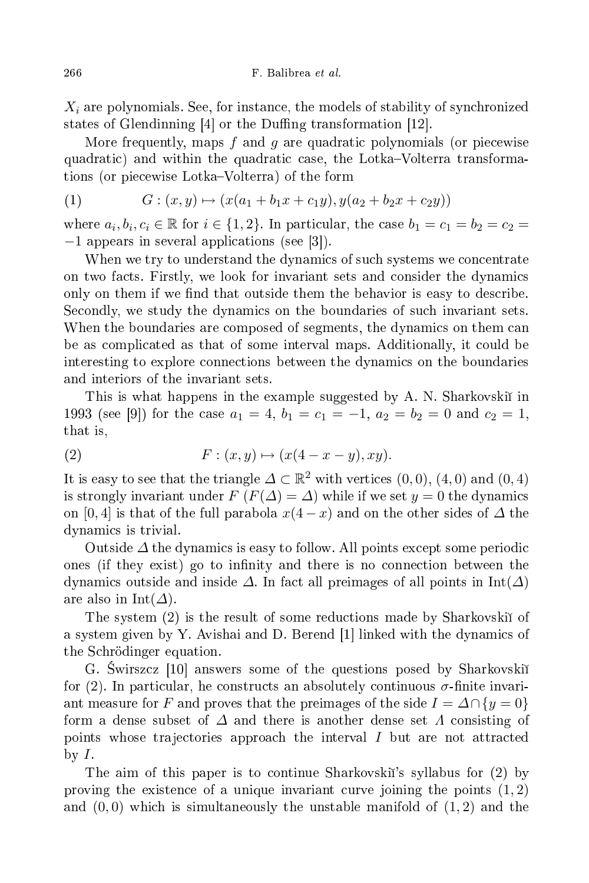$X_i$ are polynomials. See, for instance, the models of stability of synchronized states of Glendinning [4] or the Duffing transformation [12].

More frequently, maps $f$ and $g$ are quadratic polynomials (or piecewise quadratic) and within the quadratic case, the Lotka–Volterra transformations (or piecewise Lotka–Volterra) of the form

$$G : (x, y) \mapsto (x(a_1 + b_1 x + c_1 y), y(a_2 + b_2 x + c_2 y)) \tag{1}$$

where $a_i, b_i, c_i \in \mathbb{R}$ for $i \in \{1, 2\}$. In particular, the case $b_1 = c_1 = b_2 = c_2 = -1$ appears in several applications (see [3]).

When we try to understand the dynamics of such systems we concentrate on two facts. Firstly, we look for invariant sets and consider the dynamics only on them if we find that outside them the behavior is easy to describe. Secondly, we study the dynamics on the boundaries of such invariant sets. When the boundaries are composed of segments, the dynamics on them can be as complicated as that of some interval maps. Additionally, it could be interesting to explore connections between the dynamics on the boundaries and interiors of the invariant sets.

This is what happens in the example suggested by A. N. Sharkovskiĭ in 1993 (see [9]) for the case $a_1 = 4$, $b_1 = c_1 = -1$, $a_2 = b_2 = 0$ and $c_2 = 1$, that is,

$$F : (x, y) \mapsto (x(4 - x - y), xy). \tag{2}$$

It is easy to see that the triangle $\Delta \subset \mathbb{R}^2$ with vertices $(0, 0)$, $(4, 0)$ and $(0, 4)$ is strongly invariant under $F$ ($F(\Delta) = \Delta$) while if we set $y = 0$ the dynamics on $[0, 4]$ is that of the full parabola $x(4 - x)$ and on the other sides of $\Delta$ the dynamics is trivial.

Outside $\Delta$ the dynamics is easy to follow. All points except some periodic ones (if they exist) go to infinity and there is no connection between the dynamics outside and inside $\Delta$. In fact all preimages of all points in $\mathrm{Int}(\Delta)$ are also in $\mathrm{Int}(\Delta)$.

The system (2) is the result of some reductions made by Sharkovskiĭ of a system given by Y. Avishai and D. Berend [1] linked with the dynamics of the Schrödinger equation.

G. Świrszcz [10] answers some of the questions posed by Sharkovskiĭ for (2). In particular, he constructs an absolutely continuous $\sigma$-finite invariant measure for $F$ and proves that the preimages of the side $I = \Delta \cap \{y = 0\}$ form a dense subset of $\Delta$ and there is another dense set $\Lambda$ consisting of points whose trajectories approach the interval $I$ but are not attracted by $I$.

The aim of this paper is to continue Sharkovskiĭ's syllabus for (2) by proving the existence of a unique invariant curve joining the points $(1, 2)$ and $(0, 0)$ which is simultaneously the unstable manifold of $(1, 2)$ and the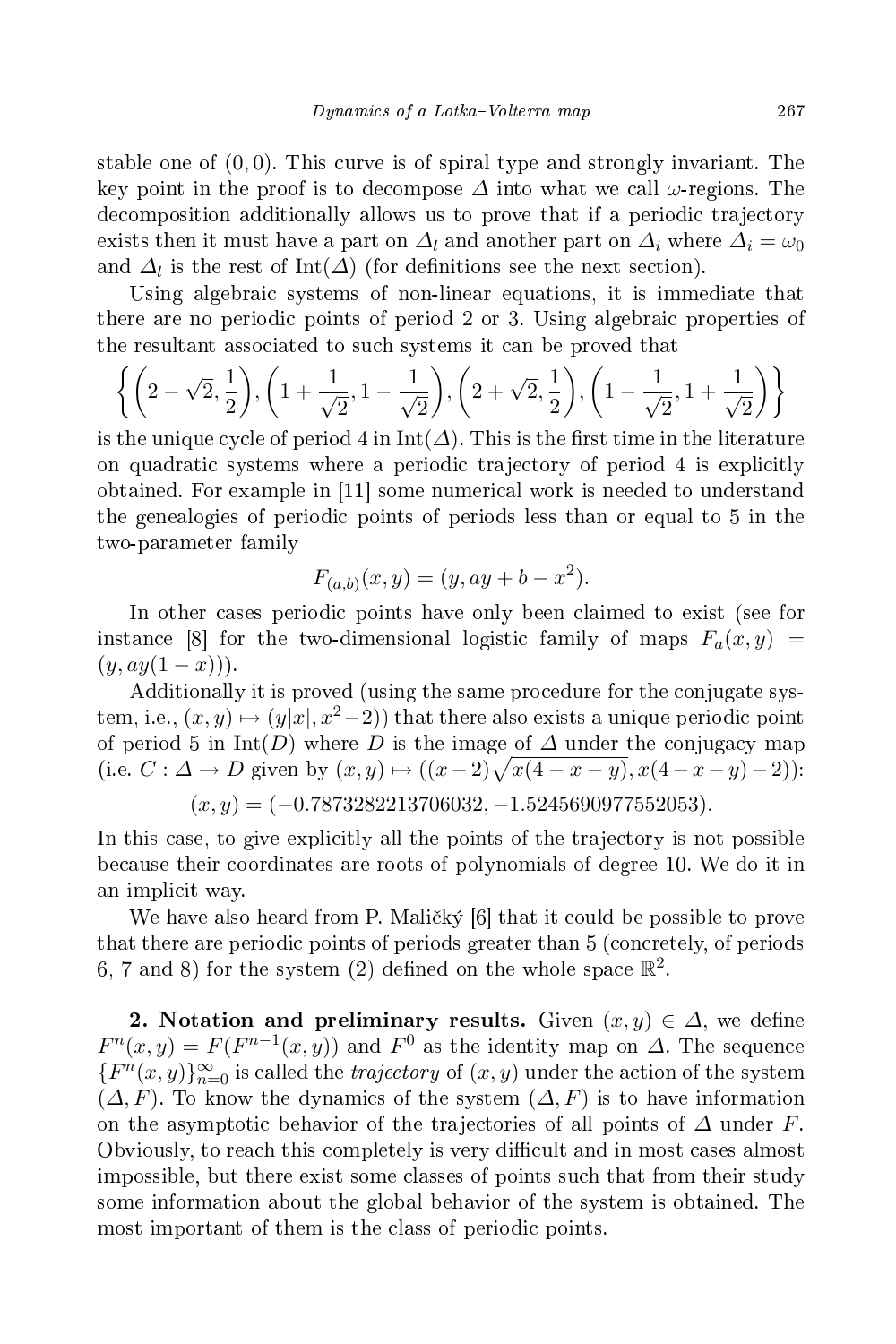stable one of $(0,0)$. This curve is of spiral type and strongly invariant. The key point in the proof is to decompose $\Delta$ into what we call $\omega$-regions. The decomposition additionally allows us to prove that if a periodic trajectory exists then it must have a part on $\Delta_l$ and another part on $\Delta_i$ where $\Delta_i = \omega_0$ and $\Delta_l$ is the rest of $\mathrm{Int}(\Delta)$ (for definitions see the next section).

Using algebraic systems of non-linear equations, it is immediate that there are no periodic points of period 2 or 3. Using algebraic properties of the resultant associated to such systems it can be proved that

$$\left\{ \left(2-\sqrt{2}, \frac{1}{2}\right), \left(1+\frac{1}{\sqrt{2}}, 1-\frac{1}{\sqrt{2}}\right), \left(2+\sqrt{2}, \frac{1}{2}\right), \left(1-\frac{1}{\sqrt{2}}, 1+\frac{1}{\sqrt{2}}\right) \right\}$$

is the unique cycle of period 4 in $\mathrm{Int}(\Delta)$. This is the first time in the literature on quadratic systems where a periodic trajectory of period 4 is explicitly obtained. For example in [11] some numerical work is needed to understand the genealogies of periodic points of periods less than or equal to 5 in the two-parameter family

$$F_{(a,b)}(x,y) = (y, ay + b - x^2).$$

In other cases periodic points have only been claimed to exist (see for instance [8] for the two-dimensional logistic family of maps $F_a(x,y) = (y, ay(1-x))$).

Additionally it is proved (using the same procedure for the conjugate system, i.e., $(x,y) \mapsto (y|x|, x^2-2)$) that there also exists a unique periodic point of period 5 in $\mathrm{Int}(D)$ where $D$ is the image of $\Delta$ under the conjugacy map (i.e. $C : \Delta \to D$ given by $(x,y) \mapsto ((x-2)\sqrt{x(4-x-y)}, x(4-x-y)-2)$):

$$(x,y) = (-0.7873282213706032, -1.5245690977552053).$$

In this case, to give explicitly all the points of the trajectory is not possible because their coordinates are roots of polynomials of degree 10. We do it in an implicit way.

We have also heard from P. Maličký [6] that it could be possible to prove that there are periodic points of periods greater than 5 (concretely, of periods 6, 7 and 8) for the system (2) defined on the whole space $\mathbb{R}^2$.

**2. Notation and preliminary results.** Given $(x,y) \in \Delta$, we define $F^n(x,y) = F(F^{n-1}(x,y))$ and $F^0$ as the identity map on $\Delta$. The sequence $\{F^n(x,y)\}_{n=0}^{\infty}$ is called the *trajectory* of $(x,y)$ under the action of the system $(\Delta, F)$. To know the dynamics of the system $(\Delta, F)$ is to have information on the asymptotic behavior of the trajectories of all points of $\Delta$ under $F$. Obviously, to reach this completely is very difficult and in most cases almost impossible, but there exist some classes of points such that from their study some information about the global behavior of the system is obtained. The most important of them is the class of periodic points.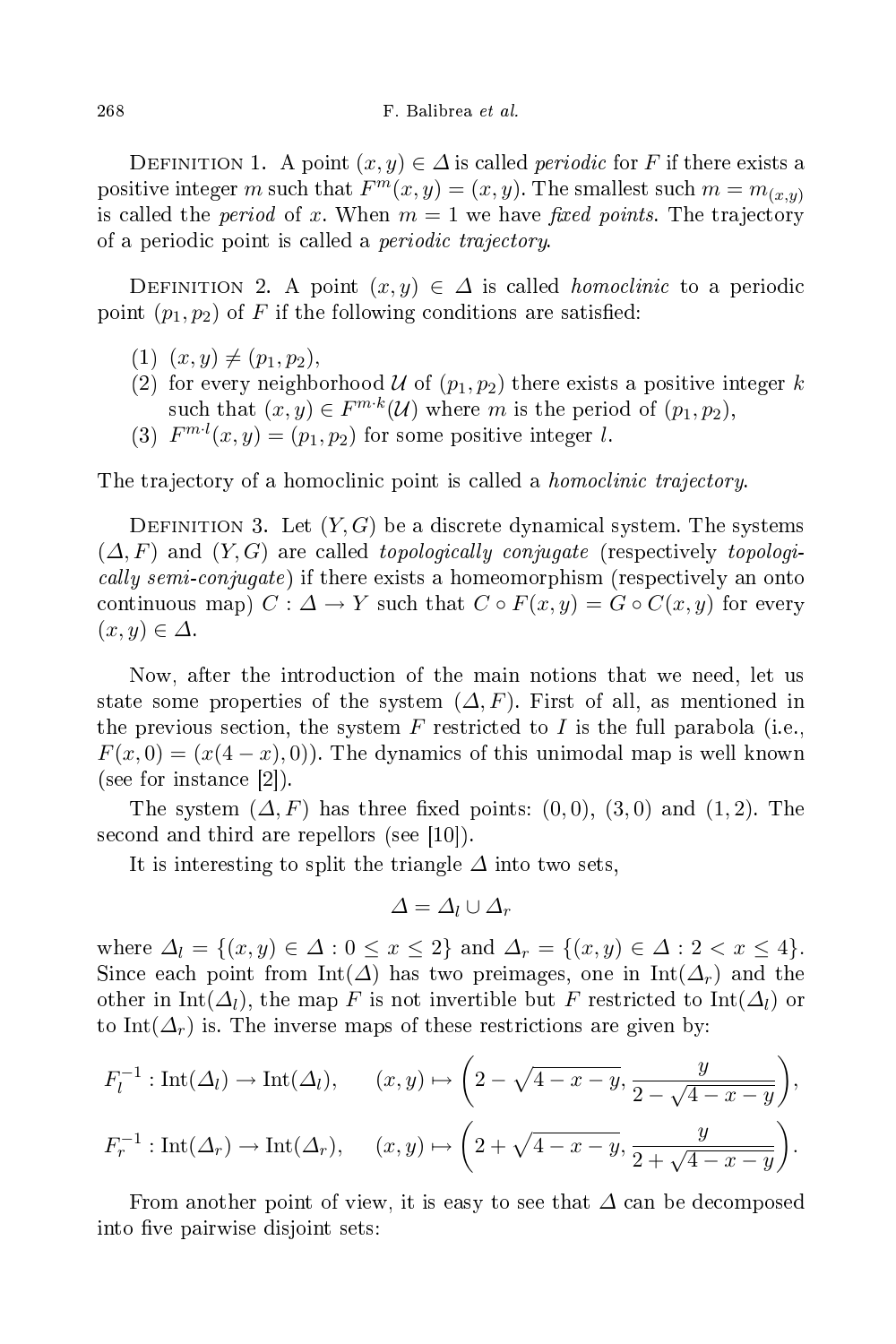**Definition 1.** A point $(x, y) \in \Delta$ is called *periodic* for $F$ if there exists a positive integer $m$ such that $F^m(x, y) = (x, y)$. The smallest such $m = m_{(x,y)}$ is called the *period* of $x$. When $m = 1$ we have *fixed points*. The trajectory of a periodic point is called a *periodic trajectory*.

**Definition 2.** A point $(x, y) \in \Delta$ is called *homoclinic* to a periodic point $(p_1, p_2)$ of $F$ if the following conditions are satisfied:

1. $(x, y) \neq (p_1, p_2)$,
2. for every neighborhood $\mathcal{U}$ of $(p_1, p_2)$ there exists a positive integer $k$ such that $(x, y) \in F^{m \cdot k}(\mathcal{U})$ where $m$ is the period of $(p_1, p_2)$,
3. $F^{m \cdot l}(x, y) = (p_1, p_2)$ for some positive integer $l$.

The trajectory of a homoclinic point is called a *homoclinic trajectory*.

**Definition 3.** Let $(Y, G)$ be a discrete dynamical system. The systems $(\Delta, F)$ and $(Y, G)$ are called *topologically conjugate* (respectively *topologically semi-conjugate*) if there exists a homeomorphism (respectively an onto continuous map) $C : \Delta \to Y$ such that $C \circ F(x, y) = G \circ C(x, y)$ for every $(x, y) \in \Delta$.

Now, after the introduction of the main notions that we need, let us state some properties of the system $(\Delta, F)$. First of all, as mentioned in the previous section, the system $F$ restricted to $I$ is the full parabola (i.e., $F(x, 0) = (x(4 - x), 0)$). The dynamics of this unimodal map is well known (see for instance [2]).

The system $(\Delta, F)$ has three fixed points: $(0, 0)$, $(3, 0)$ and $(1, 2)$. The second and third are repellors (see [10]).

It is interesting to split the triangle $\Delta$ into two sets,

$$\Delta = \Delta_l \cup \Delta_r$$

where $\Delta_l = \{(x, y) \in \Delta : 0 \leq x \leq 2\}$ and $\Delta_r = \{(x, y) \in \Delta : 2 < x \leq 4\}$. Since each point from $\mathrm{Int}(\Delta)$ has two preimages, one in $\mathrm{Int}(\Delta_r)$ and the other in $\mathrm{Int}(\Delta_l)$, the map $F$ is not invertible but $F$ restricted to $\mathrm{Int}(\Delta_l)$ or to $\mathrm{Int}(\Delta_r)$ is. The inverse maps of these restrictions are given by:

$$F_l^{-1} : \mathrm{Int}(\Delta_l) \to \mathrm{Int}(\Delta_l), \qquad (x, y) \mapsto \left(2 - \sqrt{4 - x - y}, \frac{y}{2 - \sqrt{4 - x - y}}\right),$$

$$F_r^{-1} : \mathrm{Int}(\Delta_r) \to \mathrm{Int}(\Delta_r), \qquad (x, y) \mapsto \left(2 + \sqrt{4 - x - y}, \frac{y}{2 + \sqrt{4 - x - y}}\right).$$

From another point of view, it is easy to see that $\Delta$ can be decomposed into five pairwise disjoint sets: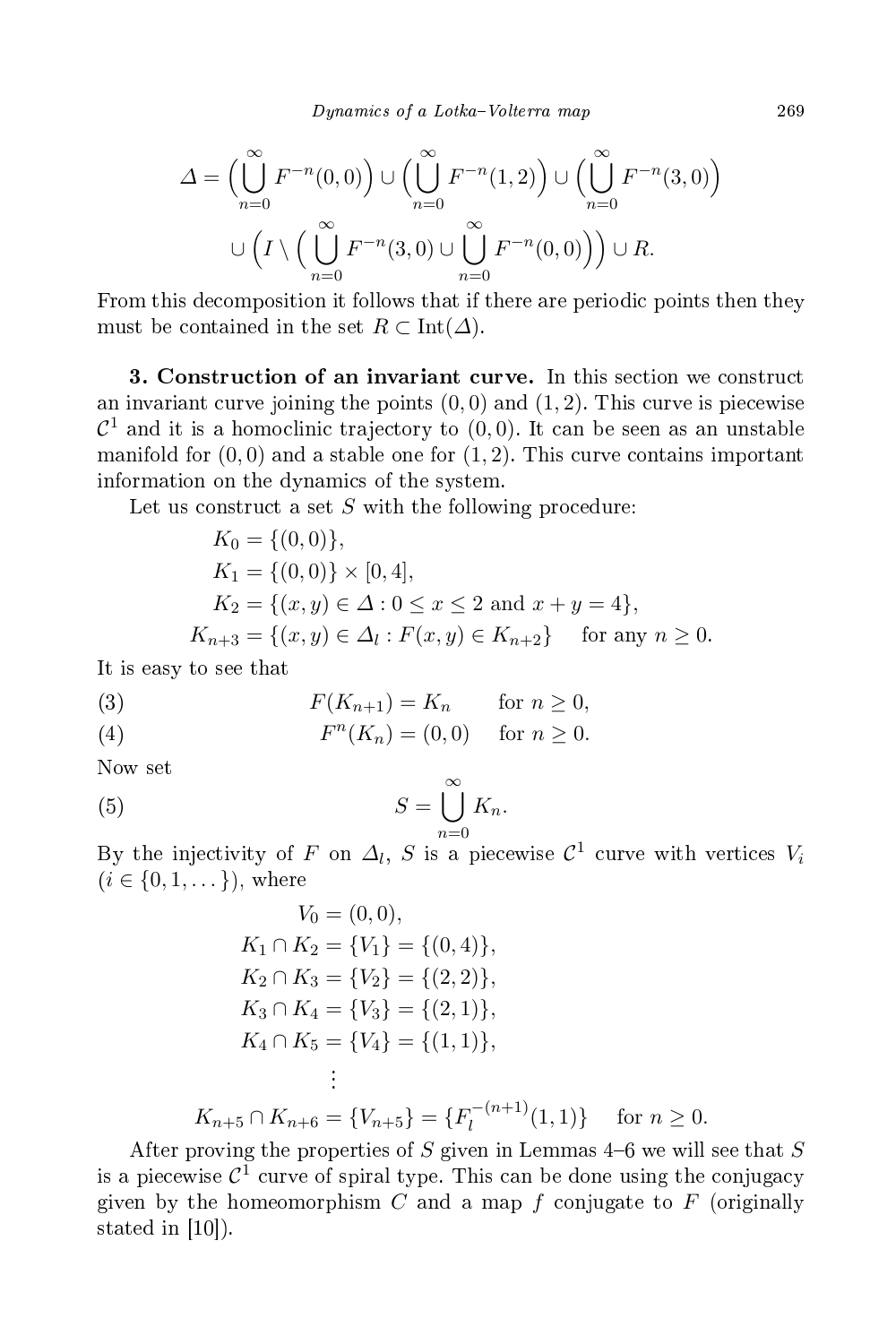$$\Delta = \Big(\bigcup_{n=0}^{\infty} F^{-n}(0,0)\Big) \cup \Big(\bigcup_{n=0}^{\infty} F^{-n}(1,2)\Big) \cup \Big(\bigcup_{n=0}^{\infty} F^{-n}(3,0)\Big)$$
$$\cup \Big(I \setminus \Big(\bigcup_{n=0}^{\infty} F^{-n}(3,0) \cup \bigcup_{n=0}^{\infty} F^{-n}(0,0)\Big)\Big) \cup R.$$

From this decomposition it follows that if there are periodic points then they must be contained in the set $R \subset \mathrm{Int}(\Delta)$.

**3. Construction of an invariant curve.** In this section we construct an invariant curve joining the points $(0,0)$ and $(1,2)$. This curve is piecewise $\mathcal{C}^1$ and it is a homoclinic trajectory to $(0,0)$. It can be seen as an unstable manifold for $(0,0)$ and a stable one for $(1,2)$. This curve contains important information on the dynamics of the system.

Let us construct a set $S$ with the following procedure:

$$K_0 = \{(0,0)\},$$
$$K_1 = \{(0,0)\} \times [0,4],$$
$$K_2 = \{(x,y) \in \Delta : 0 \le x \le 2 \text{ and } x + y = 4\},$$
$$K_{n+3} = \{(x,y) \in \Delta_l : F(x,y) \in K_{n+2}\} \quad \text{for any } n \ge 0.$$

It is easy to see that

$$F(K_{n+1}) = K_n \quad \text{for } n \ge 0, \tag{3}$$
$$F^n(K_n) = (0,0) \quad \text{for } n \ge 0. \tag{4}$$

Now set

$$S = \bigcup_{n=0}^{\infty} K_n. \tag{5}$$

By the injectivity of $F$ on $\Delta_l$, $S$ is a piecewise $\mathcal{C}^1$ curve with vertices $V_i$ ($i \in \{0,1,\dots\}$), where

$$V_0 = (0,0),$$
$$K_1 \cap K_2 = \{V_1\} = \{(0,4)\},$$
$$K_2 \cap K_3 = \{V_2\} = \{(2,2)\},$$
$$K_3 \cap K_4 = \{V_3\} = \{(2,1)\},$$
$$K_4 \cap K_5 = \{V_4\} = \{(1,1)\},$$
$$\vdots$$
$$K_{n+5} \cap K_{n+6} = \{V_{n+5}\} = \{F_l^{-(n+1)}(1,1)\} \quad \text{for } n \ge 0.$$

After proving the properties of $S$ given in Lemmas 4–6 we will see that $S$ is a piecewise $\mathcal{C}^1$ curve of spiral type. This can be done using the conjugacy given by the homeomorphism $C$ and a map $f$ conjugate to $F$ (originally stated in [10]).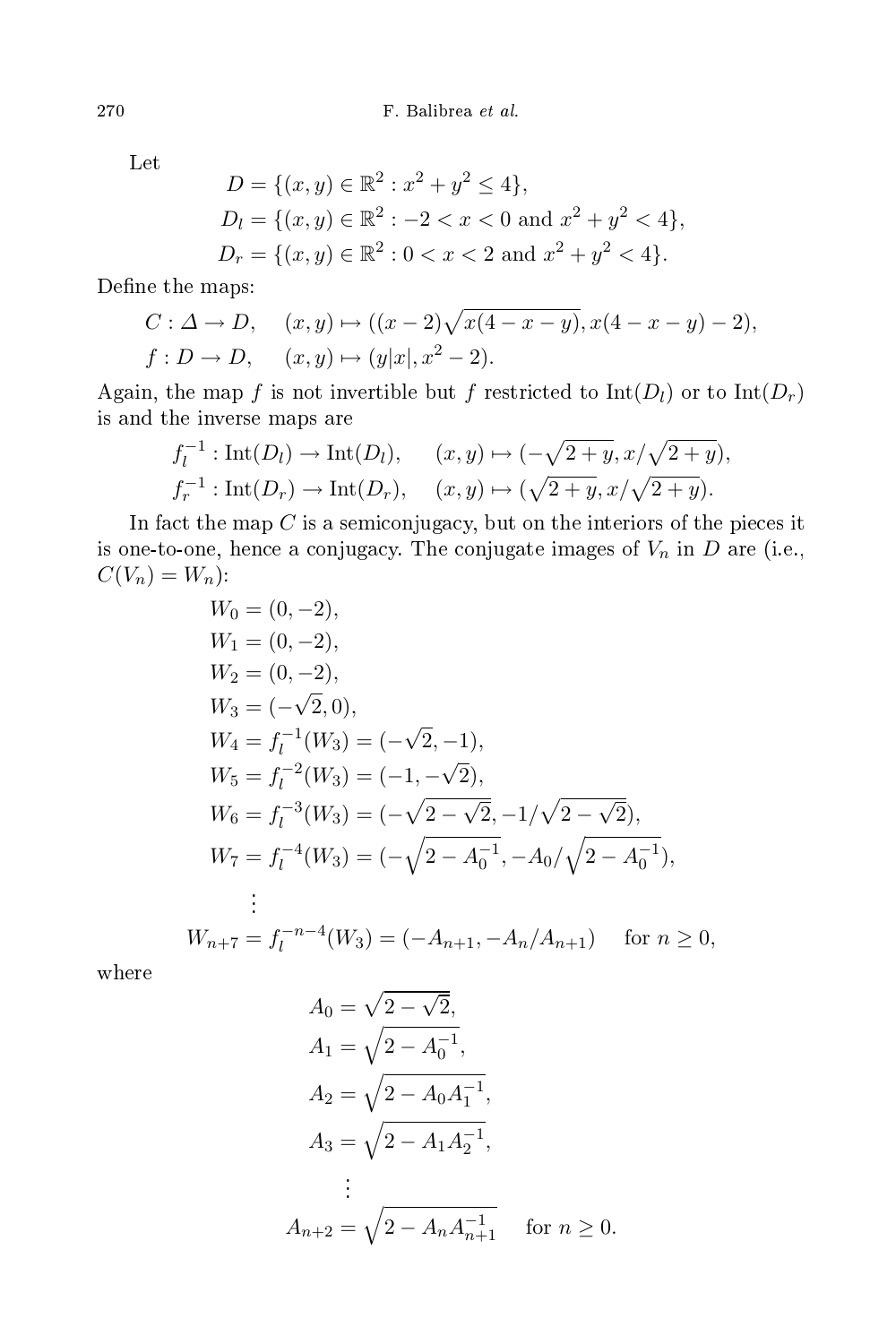Let

$$D = \{(x,y) \in \mathbb{R}^2 : x^2 + y^2 \le 4\},$$
$$D_l = \{(x,y) \in \mathbb{R}^2 : -2 < x < 0 \text{ and } x^2 + y^2 < 4\},$$
$$D_r = \{(x,y) \in \mathbb{R}^2 : 0 < x < 2 \text{ and } x^2 + y^2 < 4\}.$$

Define the maps:

$$C : \Delta \to D, \quad (x,y) \mapsto ((x-2)\sqrt{x(4-x-y)}, x(4-x-y) - 2),$$
$$f : D \to D, \quad (x,y) \mapsto (y|x|, x^2 - 2).$$

Again, the map $f$ is not invertible but $f$ restricted to $\mathrm{Int}(D_l)$ or to $\mathrm{Int}(D_r)$ is and the inverse maps are

$$f_l^{-1} : \mathrm{Int}(D_l) \to \mathrm{Int}(D_l), \quad (x,y) \mapsto (-\sqrt{2+y}, x/\sqrt{2+y}),$$
$$f_r^{-1} : \mathrm{Int}(D_r) \to \mathrm{Int}(D_r), \quad (x,y) \mapsto (\sqrt{2+y}, x/\sqrt{2+y}).$$

In fact the map $C$ is a semiconjugacy, but on the interiors of the pieces it is one-to-one, hence a conjugacy. The conjugate images of $V_n$ in $D$ are (i.e., $C(V_n) = W_n$):

$$W_0 = (0,-2),$$
$$W_1 = (0,-2),$$
$$W_2 = (0,-2),$$
$$W_3 = (-\sqrt{2}, 0),$$
$$W_4 = f_l^{-1}(W_3) = (-\sqrt{2}, -1),$$
$$W_5 = f_l^{-2}(W_3) = (-1, -\sqrt{2}),$$
$$W_6 = f_l^{-3}(W_3) = (-\sqrt{2-\sqrt{2}}, -1/\sqrt{2-\sqrt{2}}),$$
$$W_7 = f_l^{-4}(W_3) = (-\sqrt{2 - A_0^{-1}}, -A_0/\sqrt{2 - A_0^{-1}}),$$
$$\vdots$$
$$W_{n+7} = f_l^{-n-4}(W_3) = (-A_{n+1}, -A_n/A_{n+1}) \quad \text{for } n \ge 0,$$

where

$$A_0 = \sqrt{2-\sqrt{2}},$$
$$A_1 = \sqrt{2 - A_0^{-1}},$$
$$A_2 = \sqrt{2 - A_0 A_1^{-1}},$$
$$A_3 = \sqrt{2 - A_1 A_2^{-1}},$$
$$\vdots$$
$$A_{n+2} = \sqrt{2 - A_n A_{n+1}^{-1}} \quad \text{for } n \ge 0.$$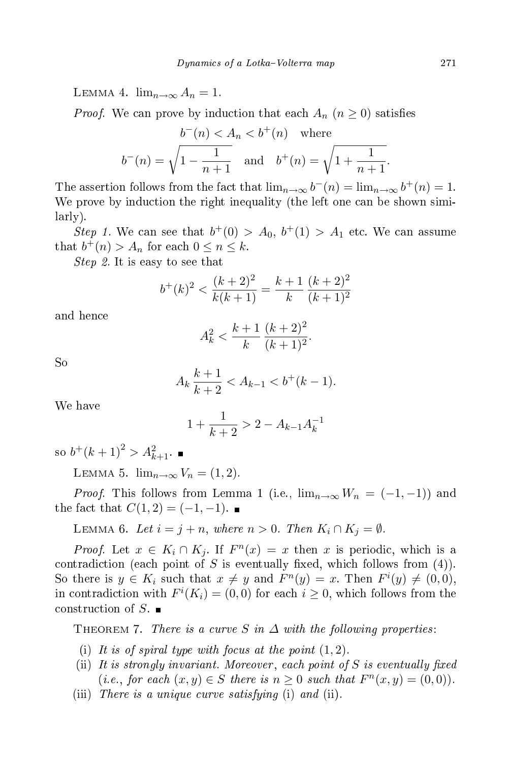LEMMA 4. $\lim_{n\to\infty} A_n = 1$.

*Proof.* We can prove by induction that each $A_n$ ($n \geq 0$) satisfies

$$b^-(n) < A_n < b^+(n) \quad \text{where}$$
$$b^-(n) = \sqrt{1 - \frac{1}{n+1}} \quad \text{and} \quad b^+(n) = \sqrt{1 + \frac{1}{n+1}}.$$

The assertion follows from the fact that $\lim_{n\to\infty} b^-(n) = \lim_{n\to\infty} b^+(n) = 1$. We prove by induction the right inequality (the left one can be shown similarly).

*Step 1.* We can see that $b^+(0) > A_0$, $b^+(1) > A_1$ etc. We can assume that $b^+(n) > A_n$ for each $0 \leq n \leq k$.

*Step 2.* It is easy to see that

$$b^+(k)^2 < \frac{(k+2)^2}{k(k+1)} = \frac{k+1}{k}\frac{(k+2)^2}{(k+1)^2}$$

and hence

$$A_k^2 < \frac{k+1}{k}\frac{(k+2)^2}{(k+1)^2}.$$

So

$$A_k\frac{k+1}{k+2} < A_{k-1} < b^+(k-1).$$

We have

$$1 + \frac{1}{k+2} > 2 - A_{k-1}A_k^{-1}$$

so $b^+(k+1)^2 > A_{k+1}^2$. ∎

LEMMA 5. $\lim_{n\to\infty} V_n = (1,2)$.

*Proof.* This follows from Lemma 1 (i.e., $\lim_{n\to\infty} W_n = (-1,-1)$) and the fact that $C(1,2) = (-1,-1)$. ∎

LEMMA 6. *Let $i = j + n$, where $n > 0$. Then $K_i \cap K_j = \emptyset$.*

*Proof.* Let $x \in K_i \cap K_j$. If $F^n(x) = x$ then $x$ is periodic, which is a contradiction (each point of $S$ is eventually fixed, which follows from (4)). So there is $y \in K_i$ such that $x \neq y$ and $F^n(y) = x$. Then $F^i(y) \neq (0,0)$, in contradiction with $F^i(K_i) = (0,0)$ for each $i \geq 0$, which follows from the construction of $S$. ∎

THEOREM 7. *There is a curve $S$ in $\Delta$ with the following properties*:

(i) *It is of spiral type with focus at the point* $(1,2)$.
(ii) *It is strongly invariant. Moreover*, *each point of $S$ is eventually fixed* (*i.e., for each $(x,y) \in S$ there is $n \geq 0$ such that $F^n(x,y) = (0,0)$*).
(iii) *There is a unique curve satisfying* (i) *and* (ii).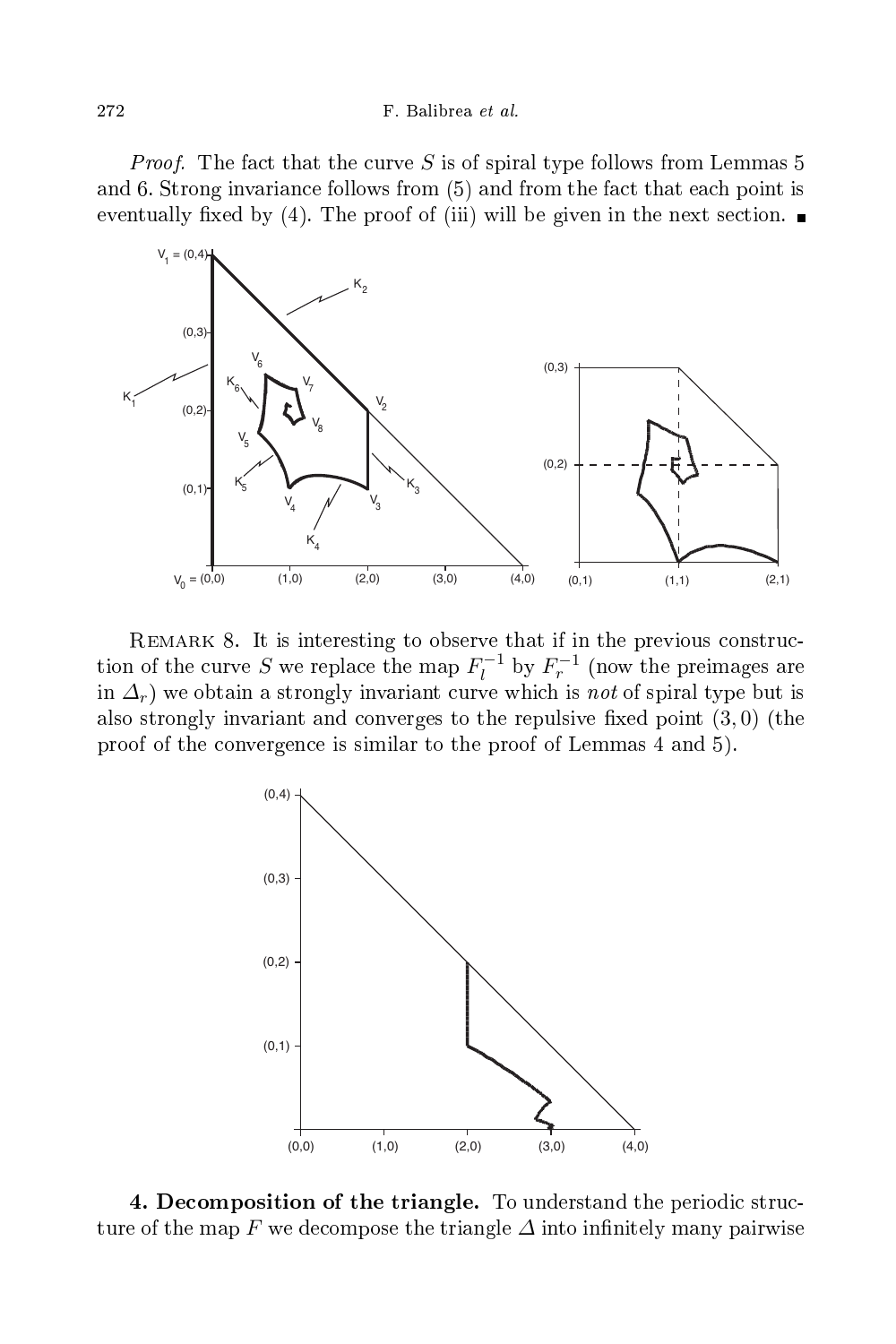*Proof.* The fact that the curve $S$ is of spiral type follows from Lemmas 5 and 6. Strong invariance follows from (5) and from the fact that each point is eventually fixed by (4). The proof of (iii) will be given in the next section. ∎

REMARK 8. It is interesting to observe that if in the previous construction of the curve $S$ we replace the map $F_l^{-1}$ by $F_r^{-1}$ (now the preimages are in $\Delta_r$) we obtain a strongly invariant curve which is *not* of spiral type but is also strongly invariant and converges to the repulsive fixed point $(3,0)$ (the proof of the convergence is similar to the proof of Lemmas 4 and 5).

**4. Decomposition of the triangle.** To understand the periodic structure of the map $F$ we decompose the triangle $\Delta$ into infinitely many pairwise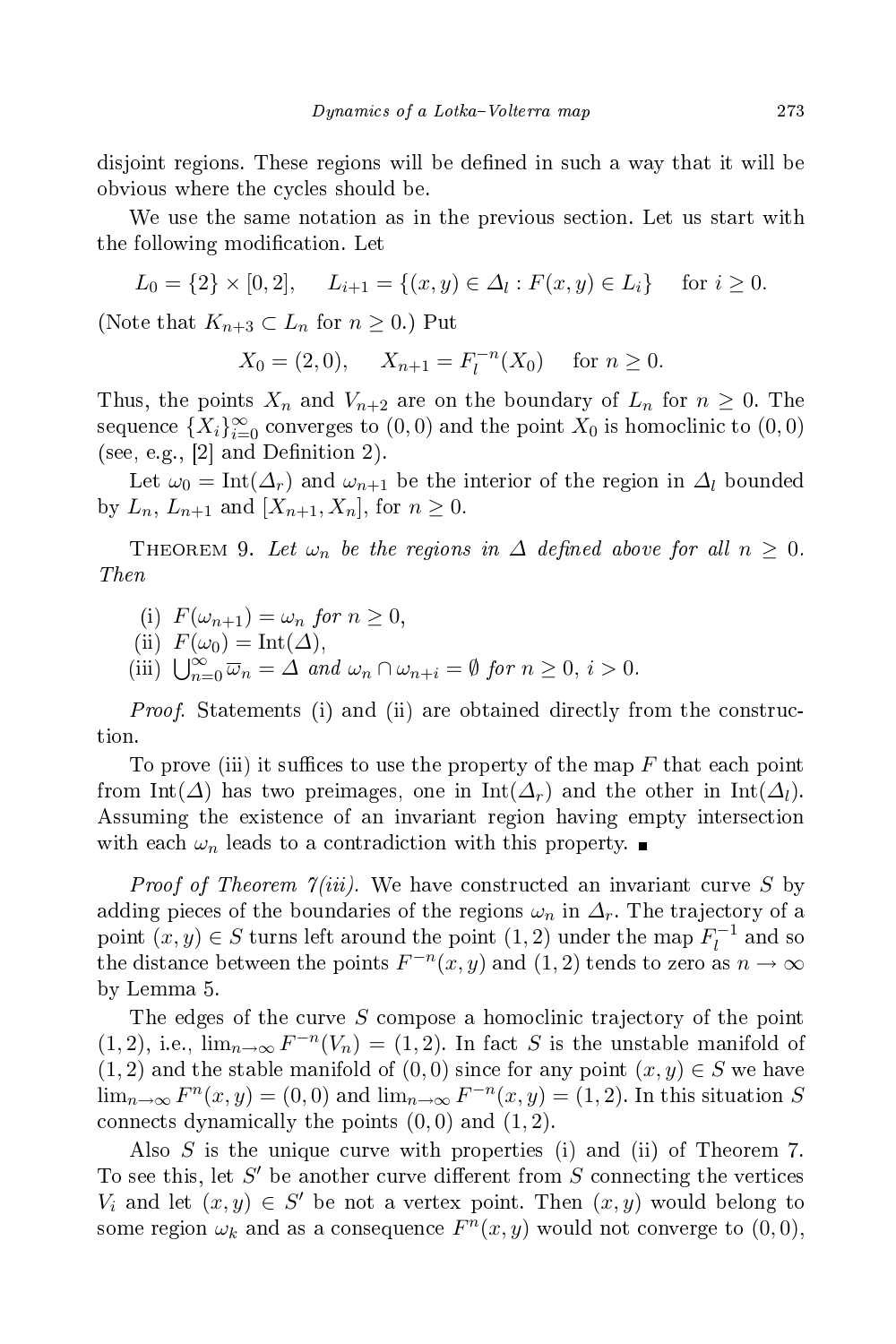disjoint regions. These regions will be defined in such a way that it will be obvious where the cycles should be.

We use the same notation as in the previous section. Let us start with the following modification. Let

$$L_0 = \{2\} \times [0, 2], \quad L_{i+1} = \{(x, y) \in \Delta_l : F(x, y) \in L_i\} \quad \text{for } i \geq 0.$$

(Note that $K_{n+3} \subset L_n$ for $n \geq 0$.) Put

$$X_0 = (2, 0), \quad X_{n+1} = F_l^{-n}(X_0) \quad \text{for } n \geq 0.$$

Thus, the points $X_n$ and $V_{n+2}$ are on the boundary of $L_n$ for $n \geq 0$. The sequence $\{X_i\}_{i=0}^{\infty}$ converges to $(0, 0)$ and the point $X_0$ is homoclinic to $(0, 0)$ (see, e.g., [2] and Definition 2).

Let $\omega_0 = \mathrm{Int}(\Delta_r)$ and $\omega_{n+1}$ be the interior of the region in $\Delta_l$ bounded by $L_n$, $L_{n+1}$ and $[X_{n+1}, X_n]$, for $n \geq 0$.

**Theorem 9.** *Let $\omega_n$ be the regions in $\Delta$ defined above for all $n \geq 0$. Then*

(i) $F(\omega_{n+1}) = \omega_n$ *for* $n \geq 0$,
(ii) $F(\omega_0) = \mathrm{Int}(\Delta)$,
(iii) $\bigcup_{n=0}^{\infty} \overline{\omega}_n = \Delta$ *and* $\omega_n \cap \omega_{n+i} = \emptyset$ *for* $n \geq 0$, $i > 0$.

*Proof.* Statements (i) and (ii) are obtained directly from the construction.

To prove (iii) it suffices to use the property of the map $F$ that each point from $\mathrm{Int}(\Delta)$ has two preimages, one in $\mathrm{Int}(\Delta_r)$ and the other in $\mathrm{Int}(\Delta_l)$. Assuming the existence of an invariant region having empty intersection with each $\omega_n$ leads to a contradiction with this property. ∎

*Proof of Theorem 7(iii).* We have constructed an invariant curve $S$ by adding pieces of the boundaries of the regions $\omega_n$ in $\Delta_r$. The trajectory of a point $(x, y) \in S$ turns left around the point $(1, 2)$ under the map $F_l^{-1}$ and so the distance between the points $F^{-n}(x, y)$ and $(1, 2)$ tends to zero as $n \to \infty$ by Lemma 5.

The edges of the curve $S$ compose a homoclinic trajectory of the point $(1, 2)$, i.e., $\lim_{n\to\infty} F^{-n}(V_n) = (1, 2)$. In fact $S$ is the unstable manifold of $(1, 2)$ and the stable manifold of $(0, 0)$ since for any point $(x, y) \in S$ we have $\lim_{n\to\infty} F^n(x, y) = (0, 0)$ and $\lim_{n\to\infty} F^{-n}(x, y) = (1, 2)$. In this situation $S$ connects dynamically the points $(0, 0)$ and $(1, 2)$.

Also $S$ is the unique curve with properties (i) and (ii) of Theorem 7. To see this, let $S'$ be another curve different from $S$ connecting the vertices $V_i$ and let $(x, y) \in S'$ be not a vertex point. Then $(x, y)$ would belong to some region $\omega_k$ and as a consequence $F^n(x, y)$ would not converge to $(0, 0)$,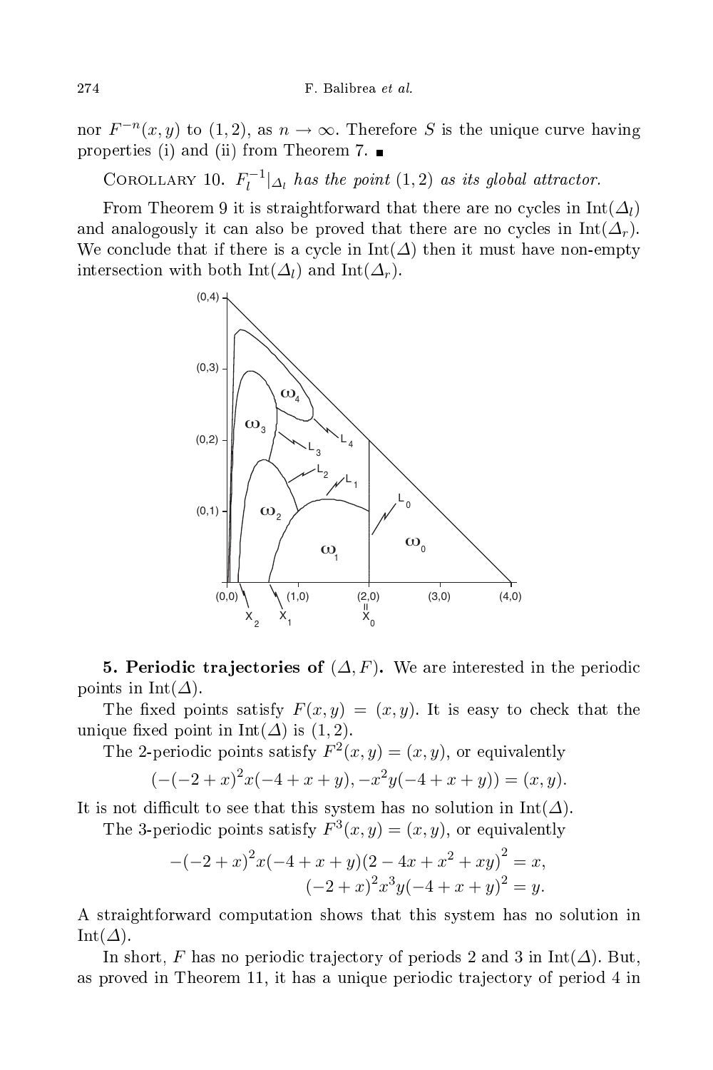nor $F^{-n}(x,y)$ to $(1,2)$, as $n \to \infty$. Therefore $S$ is the unique curve having properties (i) and (ii) from Theorem 7. ∎

COROLLARY 10. *$F_l^{-1}|_{\Delta_l}$ has the point $(1,2)$ as its global attractor.*

From Theorem 9 it is straightforward that there are no cycles in $\mathrm{Int}(\Delta_l)$ and analogously it can also be proved that there are no cycles in $\mathrm{Int}(\Delta_r)$. We conclude that if there is a cycle in $\mathrm{Int}(\Delta)$ then it must have non-empty intersection with both $\mathrm{Int}(\Delta_l)$ and $\mathrm{Int}(\Delta_r)$.

**5. Periodic trajectories of $(\Delta, F)$.** We are interested in the periodic points in $\mathrm{Int}(\Delta)$.

The fixed points satisfy $F(x,y) = (x,y)$. It is easy to check that the unique fixed point in $\mathrm{Int}(\Delta)$ is $(1,2)$.

The 2-periodic points satisfy $F^2(x,y) = (x,y)$, or equivalently

$$(-(-2+x)^2 x(-4+x+y), -x^2 y(-4+x+y)) = (x,y).$$

It is not difficult to see that this system has no solution in $\mathrm{Int}(\Delta)$.

The 3-periodic points satisfy $F^3(x,y) = (x,y)$, or equivalently

$$-(-2+x)^2 x(-4+x+y)(2-4x+x^2+xy)^2 = x,$$
$$(-2+x)^2 x^3 y(-4+x+y)^2 = y.$$

A straightforward computation shows that this system has no solution in $\mathrm{Int}(\Delta)$.

In short, $F$ has no periodic trajectory of periods 2 and 3 in $\mathrm{Int}(\Delta)$. But, as proved in Theorem 11, it has a unique periodic trajectory of period 4 in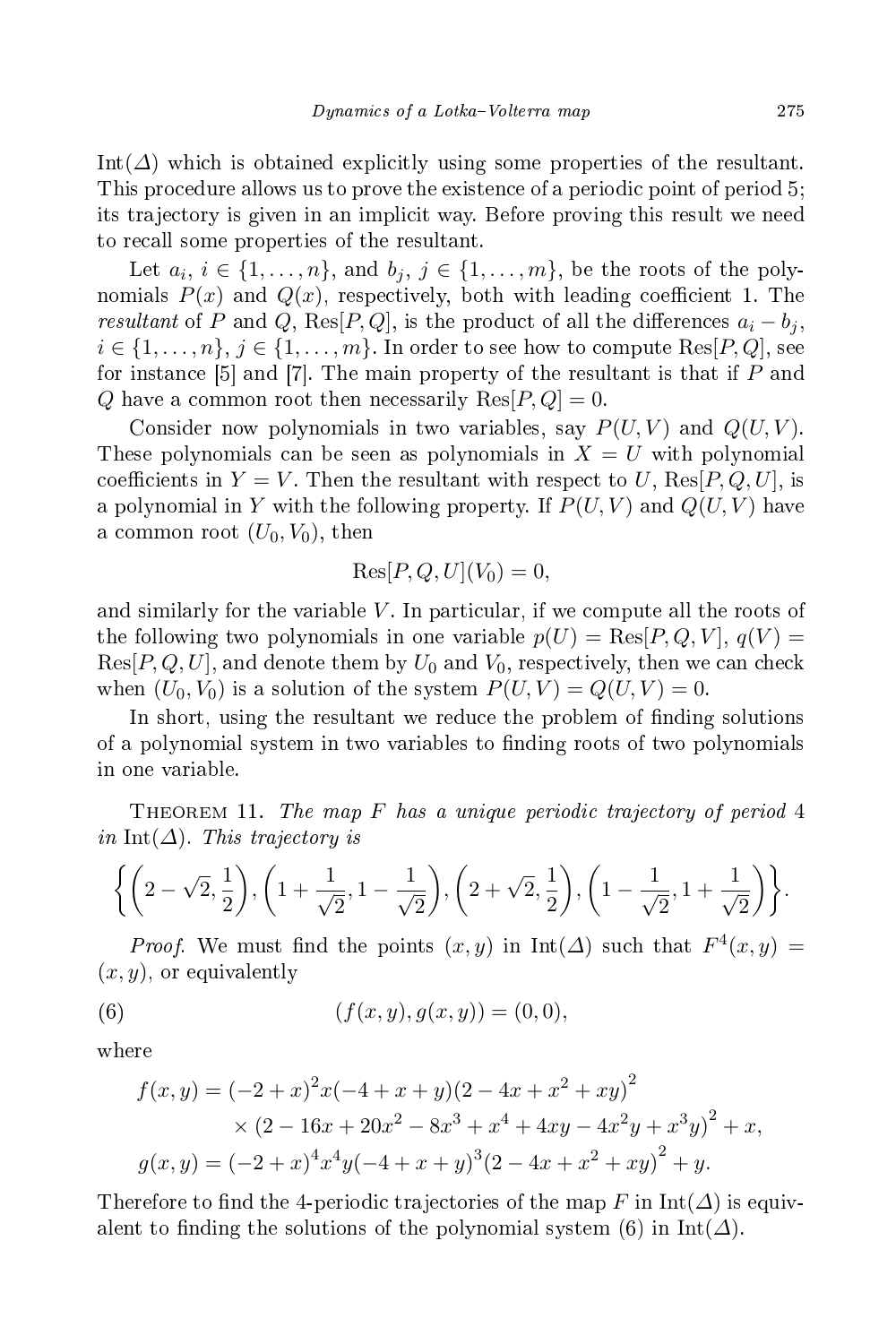Int($\Delta$) which is obtained explicitly using some properties of the resultant. This procedure allows us to prove the existence of a periodic point of period 5; its trajectory is given in an implicit way. Before proving this result we need to recall some properties of the resultant.

Let $a_i$, $i \in \{1, \ldots, n\}$, and $b_j$, $j \in \{1, \ldots, m\}$, be the roots of the polynomials $P(x)$ and $Q(x)$, respectively, both with leading coefficient 1. The *resultant* of $P$ and $Q$, $\mathrm{Res}[P,Q]$, is the product of all the differences $a_i - b_j$, $i \in \{1, \ldots, n\}$, $j \in \{1, \ldots, m\}$. In order to see how to compute $\mathrm{Res}[P,Q]$, see for instance [5] and [7]. The main property of the resultant is that if $P$ and $Q$ have a common root then necessarily $\mathrm{Res}[P,Q] = 0$.

Consider now polynomials in two variables, say $P(U,V)$ and $Q(U,V)$. These polynomials can be seen as polynomials in $X = U$ with polynomial coefficients in $Y = V$. Then the resultant with respect to $U$, $\mathrm{Res}[P,Q,U]$, is a polynomial in $Y$ with the following property. If $P(U,V)$ and $Q(U,V)$ have a common root $(U_0, V_0)$, then

$$\mathrm{Res}[P,Q,U](V_0) = 0,$$

and similarly for the variable $V$. In particular, if we compute all the roots of the following two polynomials in one variable $p(U) = \mathrm{Res}[P,Q,V]$, $q(V) = \mathrm{Res}[P,Q,U]$, and denote them by $U_0$ and $V_0$, respectively, then we can check when $(U_0, V_0)$ is a solution of the system $P(U,V) = Q(U,V) = 0$.

In short, using the resultant we reduce the problem of finding solutions of a polynomial system in two variables to finding roots of two polynomials in one variable.

Theorem 11. *The map $F$ has a unique periodic trajectory of period 4 in* Int($\Delta$). *This trajectory is*

$$\left\{ \left(2 - \sqrt{2}, \frac{1}{2}\right), \left(1 + \frac{1}{\sqrt{2}}, 1 - \frac{1}{\sqrt{2}}\right), \left(2 + \sqrt{2}, \frac{1}{2}\right), \left(1 - \frac{1}{\sqrt{2}}, 1 + \frac{1}{\sqrt{2}}\right) \right\}.$$

*Proof.* We must find the points $(x,y)$ in Int($\Delta$) such that $F^4(x,y) = (x,y)$, or equivalently

$$(f(x,y), g(x,y)) = (0,0), \tag{6}$$

where

$$\begin{aligned} f(x,y) &= (-2+x)^2 x(-4+x+y)(2-4x+x^2+xy)^2 \\ &\quad \times (2 - 16x + 20x^2 - 8x^3 + x^4 + 4xy - 4x^2y + x^3y)^2 + x, \\ g(x,y) &= (-2+x)^4 x^4 y(-4+x+y)^3 (2-4x+x^2+xy)^2 + y. \end{aligned}$$

Therefore to find the 4-periodic trajectories of the map $F$ in Int($\Delta$) is equivalent to finding the solutions of the polynomial system (6) in Int($\Delta$).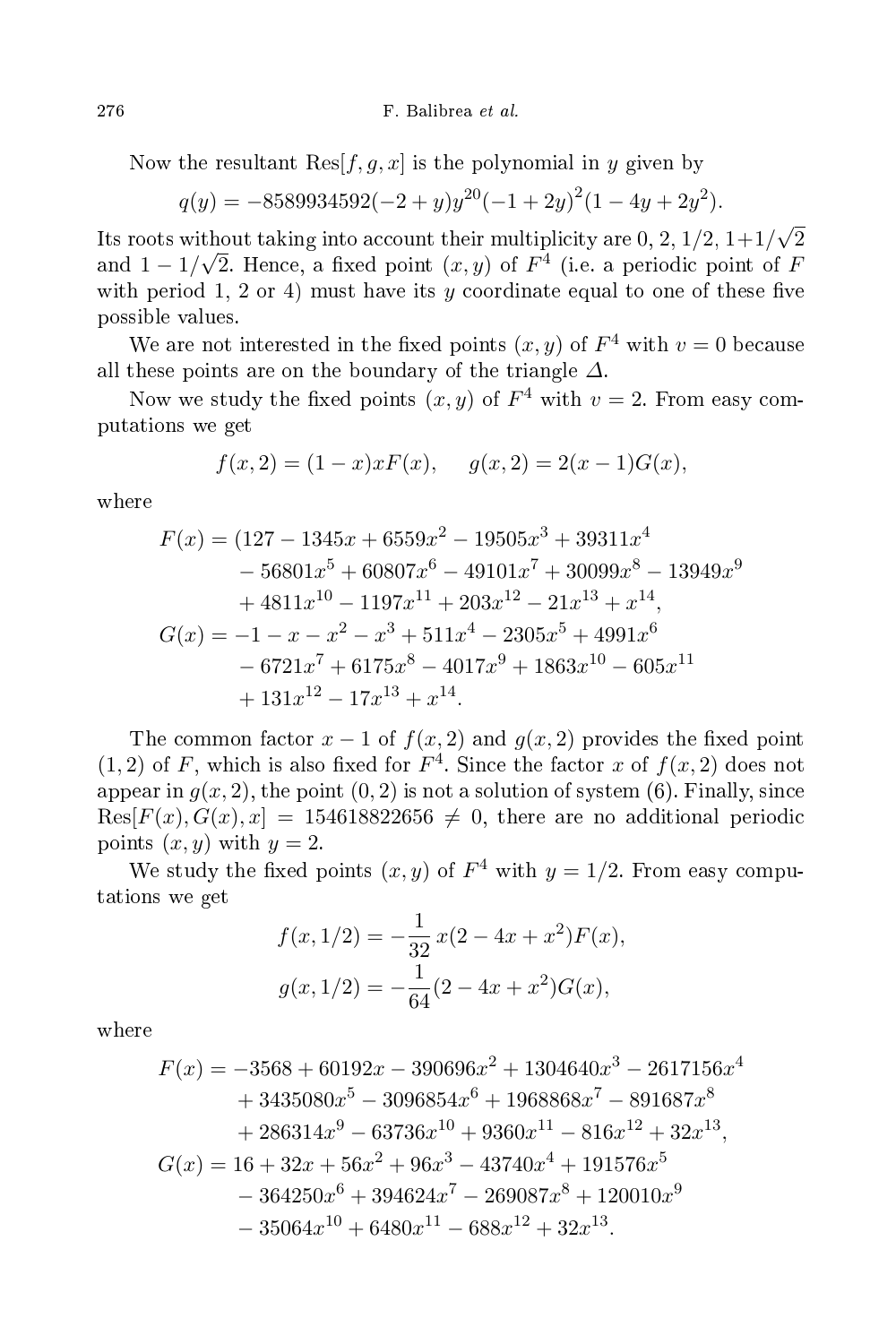Now the resultant $\mathrm{Res}[f, g, x]$ is the polynomial in $y$ given by

$$q(y) = -8589934592(-2 + y)y^{20}(-1 + 2y)^2(1 - 4y + 2y^2).$$

Its roots without taking into account their multiplicity are 0, 2, 1/2, $1+1/\sqrt{2}$ and $1 - 1/\sqrt{2}$. Hence, a fixed point $(x, y)$ of $F^4$ (i.e. a periodic point of $F$ with period 1, 2 or 4) must have its $y$ coordinate equal to one of these five possible values.

We are not interested in the fixed points $(x, y)$ of $F^4$ with $v = 0$ because all these points are on the boundary of the triangle $\Delta$.

Now we study the fixed points $(x, y)$ of $F^4$ with $v = 2$. From easy computations we get

$$f(x, 2) = (1 - x)xF(x), \qquad g(x, 2) = 2(x - 1)G(x),$$

where

$$\begin{aligned}
F(x) = (&127 - 1345x + 6559x^2 - 19505x^3 + 39311x^4 \\
&- 56801x^5 + 60807x^6 - 49101x^7 + 30099x^8 - 13949x^9 \\
&+ 4811x^{10} - 1197x^{11} + 203x^{12} - 21x^{13} + x^{14}, \\
G(x) = &-1 - x - x^2 - x^3 + 511x^4 - 2305x^5 + 4991x^6 \\
&- 6721x^7 + 6175x^8 - 4017x^9 + 1863x^{10} - 605x^{11} \\
&+ 131x^{12} - 17x^{13} + x^{14}.
\end{aligned}$$

The common factor $x - 1$ of $f(x, 2)$ and $g(x, 2)$ provides the fixed point $(1, 2)$ of $F$, which is also fixed for $F^4$. Since the factor $x$ of $f(x, 2)$ does not appear in $g(x, 2)$, the point $(0, 2)$ is not a solution of system (6). Finally, since $\mathrm{Res}[F(x), G(x), x] = 154618822656 \neq 0$, there are no additional periodic points $(x, y)$ with $y = 2$.

We study the fixed points $(x, y)$ of $F^4$ with $y = 1/2$. From easy computations we get

$$\begin{aligned}
f(x, 1/2) &= -\frac{1}{32}\, x(2 - 4x + x^2)F(x), \\
g(x, 1/2) &= -\frac{1}{64}(2 - 4x + x^2)G(x),
\end{aligned}$$

where

$$\begin{aligned}
F(x) = &-3568 + 60192x - 390696x^2 + 1304640x^3 - 2617156x^4 \\
&+ 3435080x^5 - 3096854x^6 + 1968868x^7 - 891687x^8 \\
&+ 286314x^9 - 63736x^{10} + 9360x^{11} - 816x^{12} + 32x^{13}, \\
G(x) = &\ 16 + 32x + 56x^2 + 96x^3 - 43740x^4 + 191576x^5 \\
&- 364250x^6 + 394624x^7 - 269087x^8 + 120010x^9 \\
&- 35064x^{10} + 6480x^{11} - 688x^{12} + 32x^{13}.
\end{aligned}$$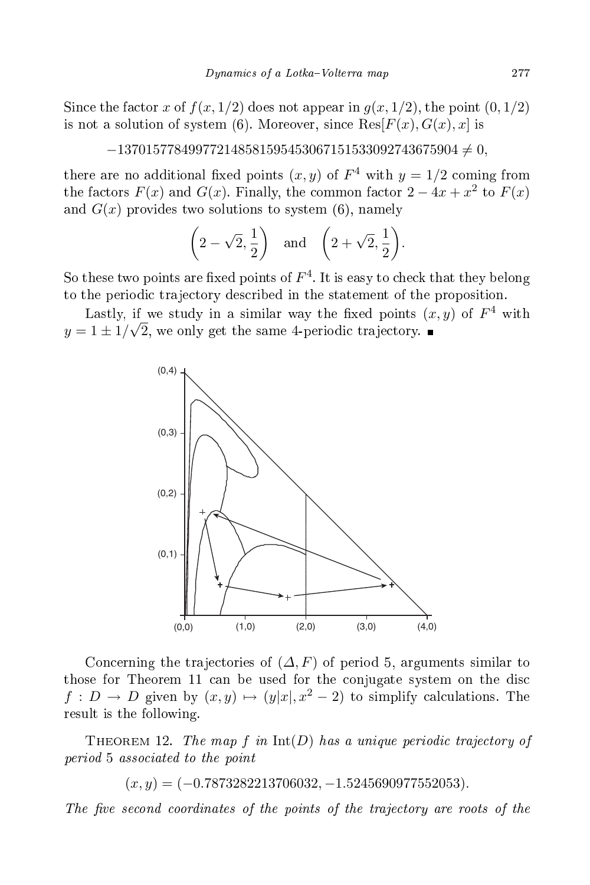Since the factor $x$ of $f(x,1/2)$ does not appear in $g(x,1/2)$, the point $(0,1/2)$ is not a solution of system (6). Moreover, since $\mathrm{Res}[F(x),G(x),x]$ is

$$-137015778499772148581595453067151533092743675904 \neq 0,$$

there are no additional fixed points $(x,y)$ of $F^4$ with $y = 1/2$ coming from the factors $F(x)$ and $G(x)$. Finally, the common factor $2 - 4x + x^2$ to $F(x)$ and $G(x)$ provides two solutions to system (6), namely

$$\left(2-\sqrt{2}, \frac{1}{2}\right) \quad \text{and} \quad \left(2+\sqrt{2}, \frac{1}{2}\right).$$

So these two points are fixed points of $F^4$. It is easy to check that they belong to the periodic trajectory described in the statement of the proposition.

Lastly, if we study in a similar way the fixed points $(x,y)$ of $F^4$ with $y = 1 \pm 1/\sqrt{2}$, we only get the same 4-periodic trajectory. ∎

Concerning the trajectories of $(\Delta, F)$ of period 5, arguments similar to those for Theorem 11 can be used for the conjugate system on the disc $f : D \to D$ given by $(x,y) \mapsto (y|x|, x^2 - 2)$ to simplify calculations. The result is the following.

THEOREM 12. *The map $f$ in* $\mathrm{Int}(D)$ *has a unique periodic trajectory of period* 5 *associated to the point*

$$(x,y) = (-0.7873282213706032, -1.5245690977552053).$$

*The five second coordinates of the points of the trajectory are roots of the*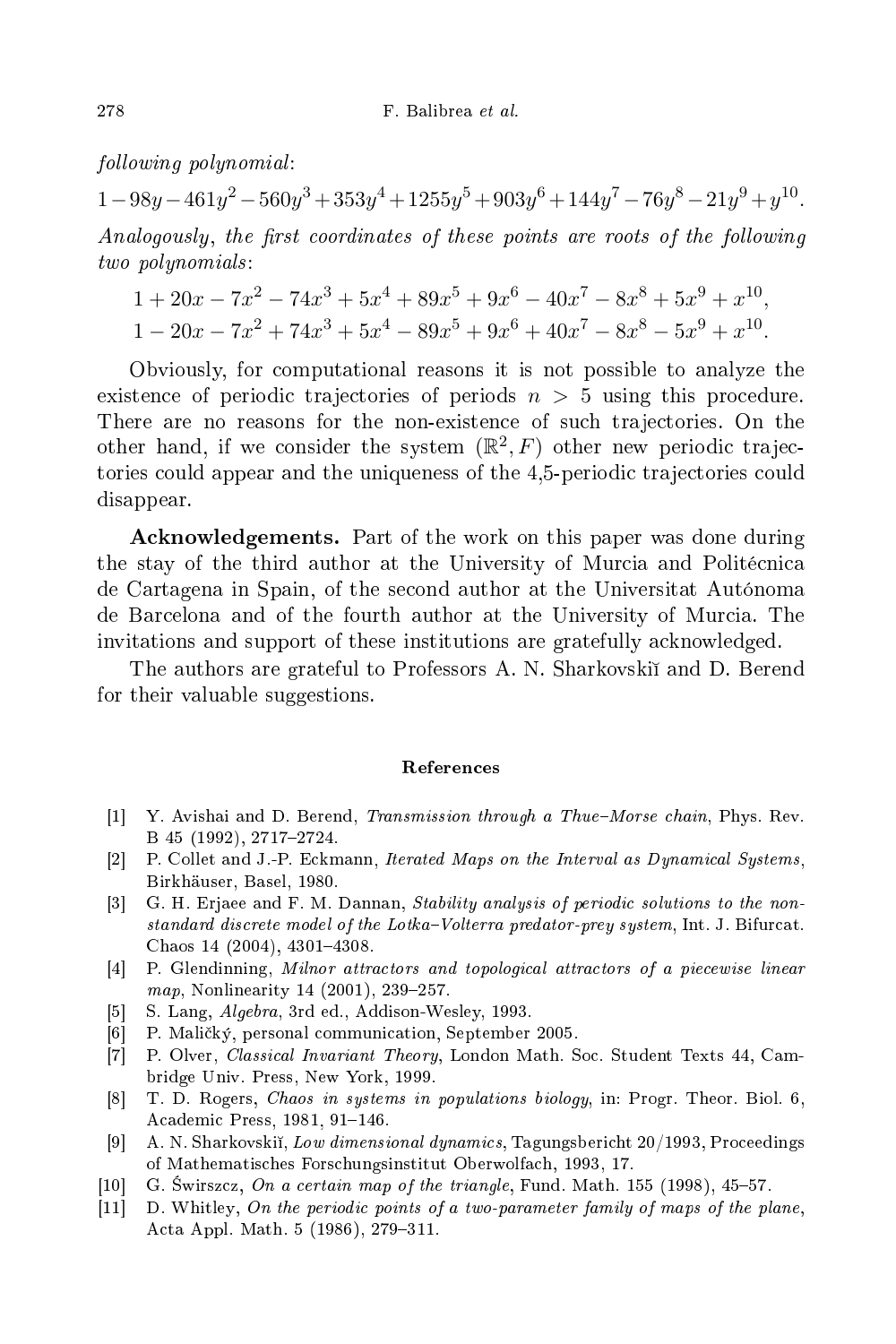*following polynomial*:

$$1-98y-461y^2-560y^3+353y^4+1255y^5+903y^6+144y^7-76y^8-21y^9+y^{10}.$$

*Analogously, the first coordinates of these points are roots of the following two polynomials*:

$$1+20x-7x^2-74x^3+5x^4+89x^5+9x^6-40x^7-8x^8+5x^9+x^{10},$$
$$1-20x-7x^2+74x^3+5x^4-89x^5+9x^6+40x^7-8x^8-5x^9+x^{10}.$$

Obviously, for computational reasons it is not possible to analyze the existence of periodic trajectories of periods $n > 5$ using this procedure. There are no reasons for the non-existence of such trajectories. On the other hand, if we consider the system $(\mathbb{R}^2, F)$ other new periodic trajectories could appear and the uniqueness of the 4,5-periodic trajectories could disappear.

**Acknowledgements.** Part of the work on this paper was done during the stay of the third author at the University of Murcia and Politécnica de Cartagena in Spain, of the second author at the Universitat Autónoma de Barcelona and of the fourth author at the University of Murcia. The invitations and support of these institutions are gratefully acknowledged.

The authors are grateful to Professors A. N. Sharkovskiĭ and D. Berend for their valuable suggestions.

## References

[1] Y. Avishai and D. Berend, *Transmission through a Thue–Morse chain*, Phys. Rev. B 45 (1992), 2717–2724.

[2] P. Collet and J.-P. Eckmann, *Iterated Maps on the Interval as Dynamical Systems*, Birkhäuser, Basel, 1980.

[3] G. H. Erjaee and F. M. Dannan, *Stability analysis of periodic solutions to the nonstandard discrete model of the Lotka–Volterra predator-prey system*, Int. J. Bifurcat. Chaos 14 (2004), 4301–4308.

[4] P. Glendinning, *Milnor attractors and topological attractors of a piecewise linear map*, Nonlinearity 14 (2001), 239–257.

[5] S. Lang, *Algebra*, 3rd ed., Addison-Wesley, 1993.

[6] P. Maličký, personal communication, September 2005.

[7] P. Olver, *Classical Invariant Theory*, London Math. Soc. Student Texts 44, Cambridge Univ. Press, New York, 1999.

[8] T. D. Rogers, *Chaos in systems in populations biology*, in: Progr. Theor. Biol. 6, Academic Press, 1981, 91–146.

[9] A. N. Sharkovskiĭ, *Low dimensional dynamics*, Tagungsbericht 20/1993, Proceedings of Mathematisches Forschungsinstitut Oberwolfach, 1993, 17.

[10] G. Świrszcz, *On a certain map of the triangle*, Fund. Math. 155 (1998), 45–57.

[11] D. Whitley, *On the periodic points of a two-parameter family of maps of the plane*, Acta Appl. Math. 5 (1986), 279–311.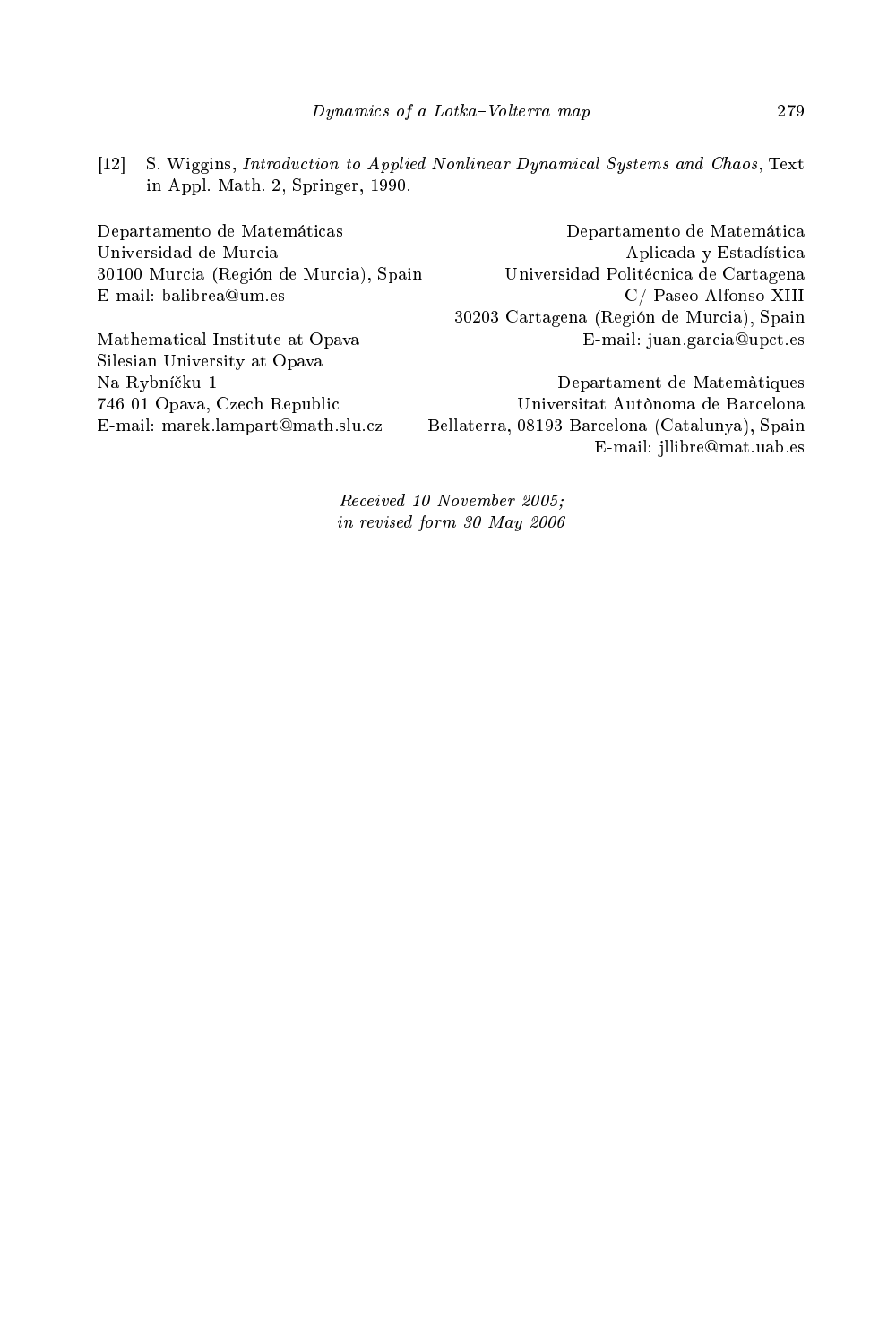[12] S. Wiggins, *Introduction to Applied Nonlinear Dynamical Systems and Chaos*, Text in Appl. Math. 2, Springer, 1990.

Departamento de Matemáticas
Universidad de Murcia
30100 Murcia (Región de Murcia), Spain
E-mail: balibrea@um.es

Departamento de Matemática
Aplicada y Estadística
Universidad Politécnica de Cartagena
C/ Paseo Alfonso XIII
30203 Cartagena (Región de Murcia), Spain
E-mail: juan.garcia@upct.es

Mathematical Institute at Opava
Silesian University at Opava
Na Rybníčku 1
746 01 Opava, Czech Republic
E-mail: marek.lampart@math.slu.cz

Departament de Matemàtiques
Universitat Autònoma de Barcelona
Bellaterra, 08193 Barcelona (Catalunya), Spain
E-mail: jllibre@mat.uab.es

*Received 10 November 2005;*
*in revised form 30 May 2006*